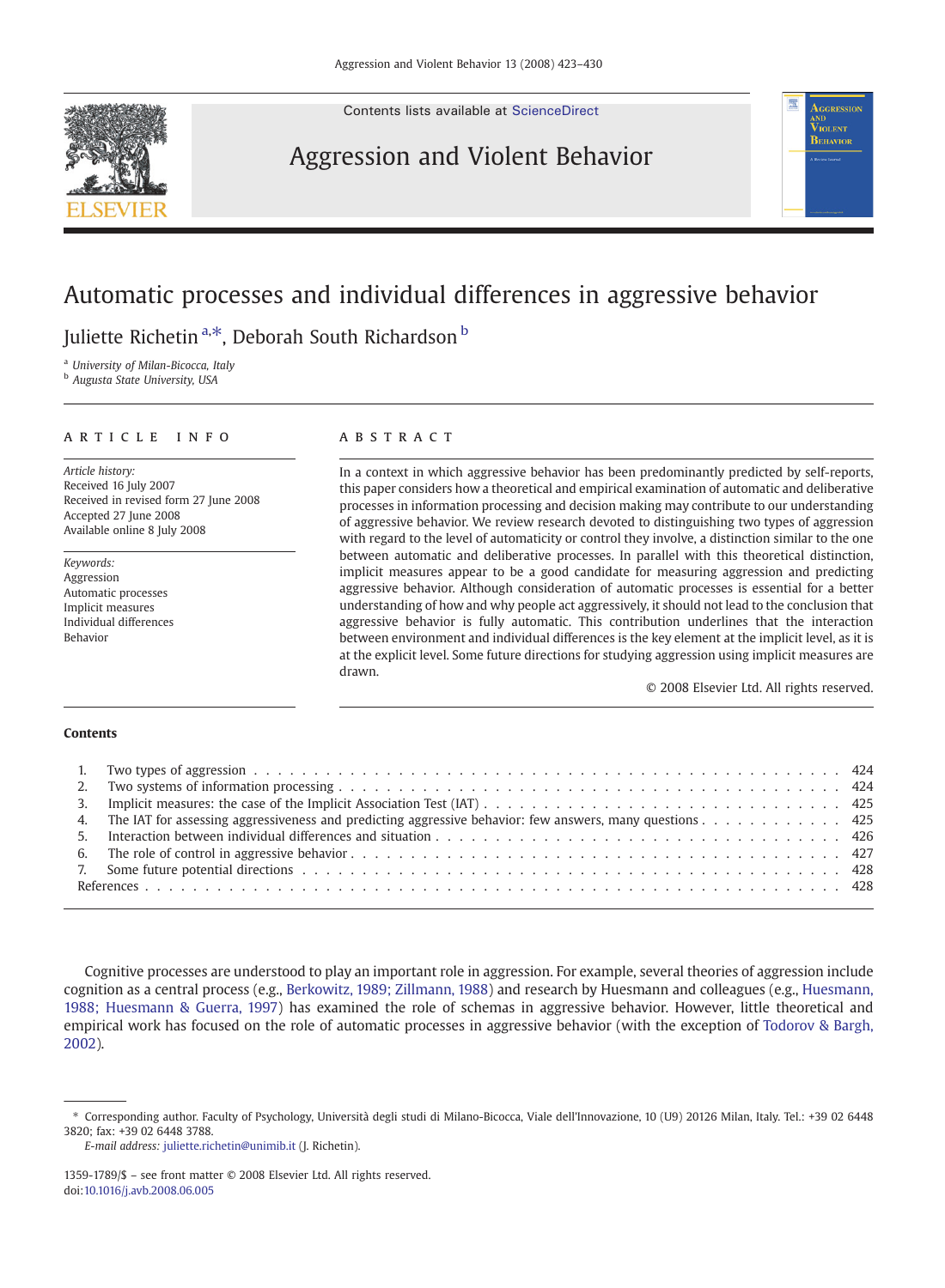# Automatic processes and individual differences in aggressive behavior

Juliette Richetin [a,*], Deborah South Richardson [b]

[a] *University of Milan-Bicocca, Italy*
[b] *Augusta State University, USA*

## ARTICLE INFO

*Article history:*
Received 16 July 2007
Received in revised form 27 June 2008
Accepted 27 June 2008
Available online 8 July 2008

*Keywords:*
Aggression
Automatic processes
Implicit measures
Individual differences
Behavior

## ABSTRACT

In a context in which aggressive behavior has been predominantly predicted by self-reports, this paper considers how a theoretical and empirical examination of automatic and deliberative processes in information processing and decision making may contribute to our understanding of aggressive behavior. We review research devoted to distinguishing two types of aggression with regard to the level of automaticity or control they involve, a distinction similar to the one between automatic and deliberative processes. In parallel with this theoretical distinction, implicit measures appear to be a good candidate for measuring aggression and predicting aggressive behavior. Although consideration of automatic processes is essential for a better understanding of how and why people act aggressively, it should not lead to the conclusion that aggressive behavior is fully automatic. This contribution underlines that the interaction between environment and individual differences is the key element at the implicit level, as it is at the explicit level. Some future directions for studying aggression using implicit measures are drawn.

© 2008 Elsevier Ltd. All rights reserved.

**Contents**

1. Two types of aggression . . . 424
2. Two systems of information processing . . . 424
3. Implicit measures: the case of the Implicit Association Test (IAT) . . . 425
4. The IAT for assessing aggressiveness and predicting aggressive behavior: few answers, many questions . . . 425
5. Interaction between individual differences and situation . . . 426
6. The role of control in aggressive behavior . . . 427
7. Some future potential directions . . . 428

References . . . 428

Cognitive processes are understood to play an important role in aggression. For example, several theories of aggression include cognition as a central process (e.g., Berkowitz, 1989; Zillmann, 1988) and research by Huesmann and colleagues (e.g., Huesmann, 1988; Huesmann & Guerra, 1997) has examined the role of schemas in aggressive behavior. However, little theoretical and empirical work has focused on the role of automatic processes in aggressive behavior (with the exception of Todorov & Bargh, 2002).

---

\* Corresponding author. Faculty of Psychology, Università degli studi di Milano-Bicocca, Viale dell'Innovazione, 10 (U9) 20126 Milan, Italy. Tel.: +39 02 6448 3820; fax: +39 02 6448 3788.
*E-mail address:* juliette.richetin@unimib.it (J. Richetin).

1359-1789/$ – see front matter © 2008 Elsevier Ltd. All rights reserved.
doi:10.1016/j.avb.2008.06.005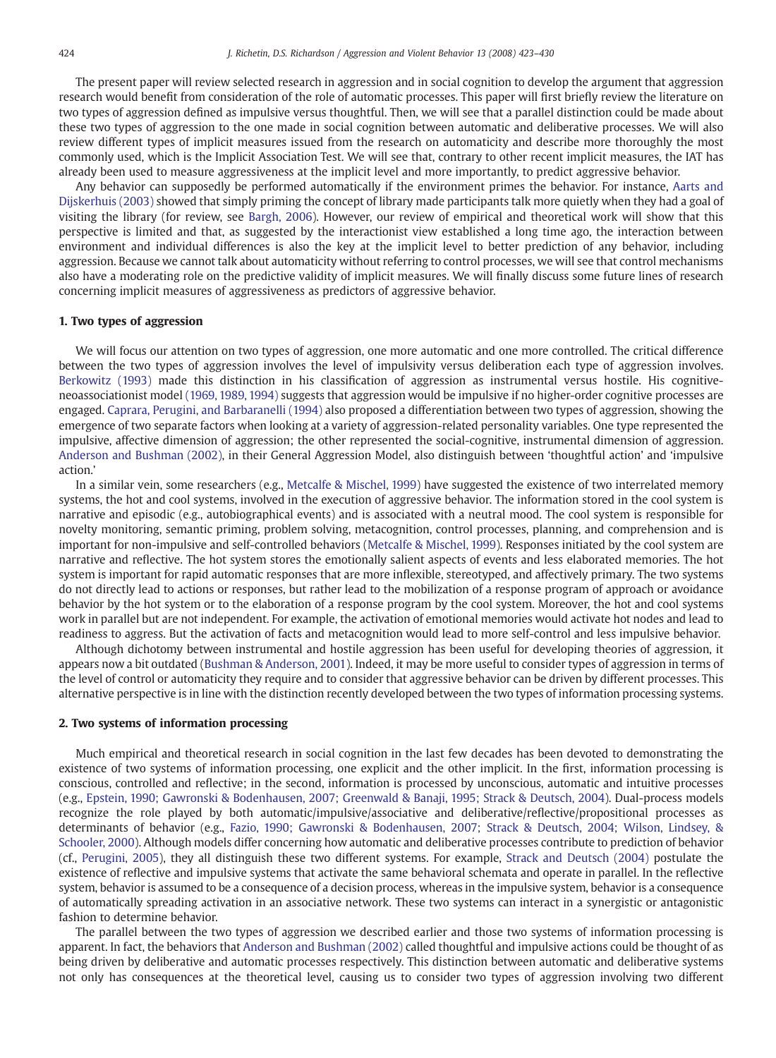The present paper will review selected research in aggression and in social cognition to develop the argument that aggression research would benefit from consideration of the role of automatic processes. This paper will first briefly review the literature on two types of aggression defined as impulsive versus thoughtful. Then, we will see that a parallel distinction could be made about these two types of aggression to the one made in social cognition between automatic and deliberative processes. We will also review different types of implicit measures issued from the research on automaticity and describe more thoroughly the most commonly used, which is the Implicit Association Test. We will see that, contrary to other recent implicit measures, the IAT has already been used to measure aggressiveness at the implicit level and more importantly, to predict aggressive behavior.

Any behavior can supposedly be performed automatically if the environment primes the behavior. For instance, Aarts and Dijkserhuis (2003) showed that simply priming the concept of library made participants talk more quietly when they had a goal of visiting the library (for review, see Bargh, 2006). However, our review of empirical and theoretical work will show that this perspective is limited and that, as suggested by the interactionist view established a long time ago, the interaction between environment and individual differences is also the key at the implicit level to better prediction of any behavior, including aggression. Because we cannot talk about automaticity without referring to control processes, we will see that control mechanisms also have a moderating role on the predictive validity of implicit measures. We will finally discuss some future lines of research concerning implicit measures of aggressiveness as predictors of aggressive behavior.

## 1. Two types of aggression

We will focus our attention on two types of aggression, one more automatic and one more controlled. The critical difference between the two types of aggression involves the level of impulsivity versus deliberation each type of aggression involves. Berkowitz (1993) made this distinction in his classification of aggression as instrumental versus hostile. His cognitive-neoassociationist model (1969, 1989, 1994) suggests that aggression would be impulsive if no higher-order cognitive processes are engaged. Caprara, Perugini, and Barbaranelli (1994) also proposed a differentiation between two types of aggression, showing the emergence of two separate factors when looking at a variety of aggression-related personality variables. One type represented the impulsive, affective dimension of aggression; the other represented the social-cognitive, instrumental dimension of aggression. Anderson and Bushman (2002), in their General Aggression Model, also distinguish between 'thoughtful action' and 'impulsive action.'

In a similar vein, some researchers (e.g., Metcalfe & Mischel, 1999) have suggested the existence of two interrelated memory systems, the hot and cool systems, involved in the execution of aggressive behavior. The information stored in the cool system is narrative and episodic (e.g., autobiographical events) and is associated with a neutral mood. The cool system is responsible for novelty monitoring, semantic priming, problem solving, metacognition, control processes, planning, and comprehension and is important for non-impulsive and self-controlled behaviors (Metcalfe & Mischel, 1999). Responses initiated by the cool system are narrative and reflective. The hot system stores the emotionally salient aspects of events and less elaborated memories. The hot system is important for rapid automatic responses that are more inflexible, stereotyped, and affectively primary. The two systems do not directly lead to actions or responses, but rather lead to the mobilization of a response program of approach or avoidance behavior by the hot system or to the elaboration of a response program by the cool system. Moreover, the hot and cool systems work in parallel but are not independent. For example, the activation of emotional memories would activate hot nodes and lead to readiness to aggress. But the activation of facts and metacognition would lead to more self-control and less impulsive behavior.

Although dichotomy between instrumental and hostile aggression has been useful for developing theories of aggression, it appears now a bit outdated (Bushman & Anderson, 2001). Indeed, it may be more useful to consider types of aggression in terms of the level of control or automaticity they require and to consider that aggressive behavior can be driven by different processes. This alternative perspective is in line with the distinction recently developed between the two types of information processing systems.

## 2. Two systems of information processing

Much empirical and theoretical research in social cognition in the last few decades has been devoted to demonstrating the existence of two systems of information processing, one explicit and the other implicit. In the first, information processing is conscious, controlled and reflective; in the second, information is processed by unconscious, automatic and intuitive processes (e.g., Epstein, 1990; Gawronski & Bodenhausen, 2007; Greenwald & Banaji, 1995; Strack & Deutsch, 2004). Dual-process models recognize the role played by both automatic/impulsive/associative and deliberative/reflective/propositional processes as determinants of behavior (e.g., Fazio, 1990; Gawronski & Bodenhausen, 2007; Strack & Deutsch, 2004; Wilson, Lindsey, & Schooler, 2000). Although models differ concerning how automatic and deliberative processes contribute to prediction of behavior (cf., Perugini, 2005), they all distinguish these two different systems. For example, Strack and Deutsch (2004) postulate the existence of reflective and impulsive systems that activate the same behavioral schemata and operate in parallel. In the reflective system, behavior is assumed to be a consequence of a decision process, whereas in the impulsive system, behavior is a consequence of automatically spreading activation in an associative network. These two systems can interact in a synergistic or antagonistic fashion to determine behavior.

The parallel between the two types of aggression we described earlier and those two systems of information processing is apparent. In fact, the behaviors that Anderson and Bushman (2002) called thoughtful and impulsive actions could be thought of as being driven by deliberative and automatic processes respectively. This distinction between automatic and deliberative systems not only has consequences at the theoretical level, causing us to consider two types of aggression involving two different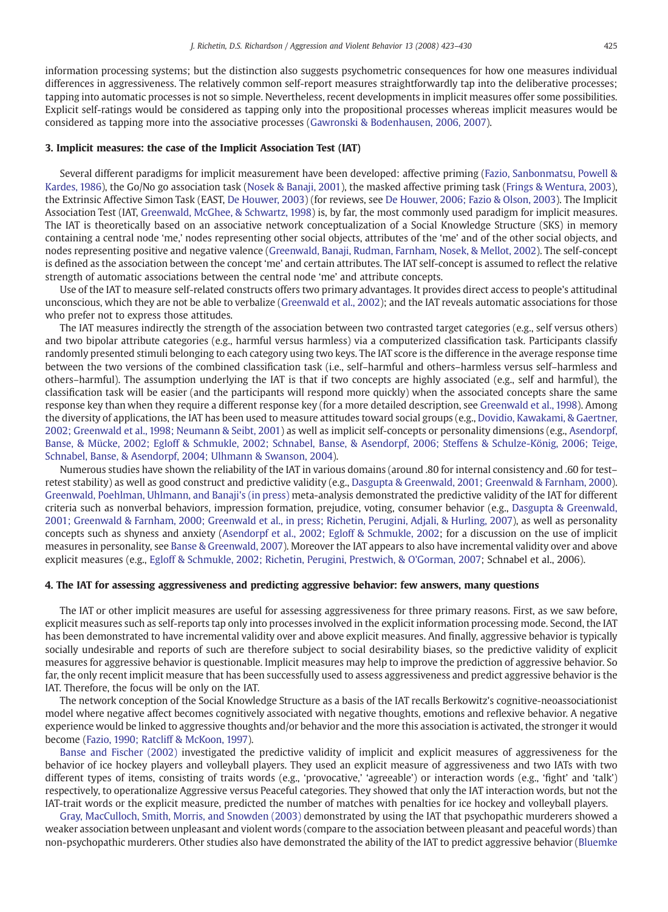information processing systems; but the distinction also suggests psychometric consequences for how one measures individual differences in aggressiveness. The relatively common self-report measures straightforwardly tap into the deliberative processes; tapping into automatic processes is not so simple. Nevertheless, recent developments in implicit measures offer some possibilities. Explicit self-ratings would be considered as tapping only into the propositional processes whereas implicit measures would be considered as tapping more into the associative processes (Gawronski & Bodenhausen, 2006, 2007).

## 3. Implicit measures: the case of the Implicit Association Test (IAT)

Several different paradigms for implicit measurement have been developed: affective priming (Fazio, Sanbonmatsu, Powell & Kardes, 1986), the Go/No go association task (Nosek & Banaji, 2001), the masked affective priming task (Frings & Wentura, 2003), the Extrinsic Affective Simon Task (EAST, De Houwer, 2003) (for reviews, see De Houwer, 2006; Fazio & Olson, 2003). The Implicit Association Test (IAT, Greenwald, McGhee, & Schwartz, 1998) is, by far, the most commonly used paradigm for implicit measures. The IAT is theoretically based on an associative network conceptualization of a Social Knowledge Structure (SKS) in memory containing a central node 'me,' nodes representing other social objects, attributes of the 'me' and of the other social objects, and nodes representing positive and negative valence (Greenwald, Banaji, Rudman, Farnham, Nosek, & Mellot, 2002). The self-concept is defined as the association between the concept 'me' and certain attributes. The IAT self-concept is assumed to reflect the relative strength of automatic associations between the central node 'me' and attribute concepts.

Use of the IAT to measure self-related constructs offers two primary advantages. It provides direct access to people's attitudinal unconscious, which they are not be able to verbalize (Greenwald et al., 2002); and the IAT reveals automatic associations for those who prefer not to express those attitudes.

The IAT measures indirectly the strength of the association between two contrasted target categories (e.g., self versus others) and two bipolar attribute categories (e.g., harmful versus harmless) via a computerized classification task. Participants classify randomly presented stimuli belonging to each category using two keys. The IAT score is the difference in the average response time between the two versions of the combined classification task (i.e., self–harmful and others–harmless versus self–harmless and others–harmful). The assumption underlying the IAT is that if two concepts are highly associated (e.g., self and harmful), the classification task will be easier (and the participants will respond more quickly) when the associated concepts share the same response key than when they require a different response key (for a more detailed description, see Greenwald et al., 1998). Among the diversity of applications, the IAT has been used to measure attitudes toward social groups (e.g., Dovidio, Kawakami, & Gaertner, 2002; Greenwald et al., 1998; Neumann & Seibt, 2001) as well as implicit self-concepts or personality dimensions (e.g., Asendorpf, Banse, & Mücke, 2002; Egloff & Schmukle, 2002; Schnabel, Banse, & Asendorpf, 2006; Steffens & Schulze-König, 2006; Teige, Schnabel, Banse, & Asendorpf, 2004; Ulhmann & Swanson, 2004).

Numerous studies have shown the reliability of the IAT in various domains (around .80 for internal consistency and .60 for test–retest stability) as well as good construct and predictive validity (e.g., Dasgupta & Greenwald, 2001; Greenwald & Farnham, 2000). Greenwald, Poehlman, Uhlmann, and Banaji's (in press) meta-analysis demonstrated the predictive validity of the IAT for different criteria such as nonverbal behaviors, impression formation, prejudice, voting, consumer behavior (e.g., Dasgupta & Greenwald, 2001; Greenwald & Farnham, 2000; Greenwald et al., in press; Richetin, Perugini, Adjali, & Hurling, 2007), as well as personality concepts such as shyness and anxiety (Asendorpf et al., 2002; Egloff & Schmukle, 2002; for a discussion on the use of implicit measures in personality, see Banse & Greenwald, 2007). Moreover the IAT appears to also have incremental validity over and above explicit measures (e.g., Egloff & Schmukle, 2002; Richetin, Perugini, Prestwich, & O'Gorman, 2007; Schnabel et al., 2006).

## 4. The IAT for assessing aggressiveness and predicting aggressive behavior: few answers, many questions

The IAT or other implicit measures are useful for assessing aggressiveness for three primary reasons. First, as we saw before, explicit measures such as self-reports tap only into processes involved in the explicit information processing mode. Second, the IAT has been demonstrated to have incremental validity over and above explicit measures. And finally, aggressive behavior is typically socially undesirable and reports of such are therefore subject to social desirability biases, so the predictive validity of explicit measures for aggressive behavior is questionable. Implicit measures may help to improve the prediction of aggressive behavior. So far, the only recent implicit measure that has been successfully used to assess aggressiveness and predict aggressive behavior is the IAT. Therefore, the focus will be only on the IAT.

The network conception of the Social Knowledge Structure as a basis of the IAT recalls Berkowitz's cognitive-neoassociationist model where negative affect becomes cognitively associated with negative thoughts, emotions and reflexive behavior. A negative experience would be linked to aggressive thoughts and/or behavior and the more this association is activated, the stronger it would become (Fazio, 1990; Ratcliff & McKoon, 1997).

Banse and Fischer (2002) investigated the predictive validity of implicit and explicit measures of aggressiveness for the behavior of ice hockey players and volleyball players. They used an explicit measure of aggressiveness and two IATs with two different types of items, consisting of traits words (e.g., 'provocative,' 'agreeable') or interaction words (e.g., 'fight' and 'talk') respectively, to operationalize Aggressive versus Peaceful categories. They showed that only the IAT interaction words, but not the IAT-trait words or the explicit measure, predicted the number of matches with penalties for ice hockey and volleyball players.

Gray, MacCulloch, Smith, Morris, and Snowden (2003) demonstrated by using the IAT that psychopathic murderers showed a weaker association between unpleasant and violent words (compare to the association between pleasant and peaceful words) than non-psychopathic murderers. Other studies also have demonstrated the ability of the IAT to predict aggressive behavior (Bluemke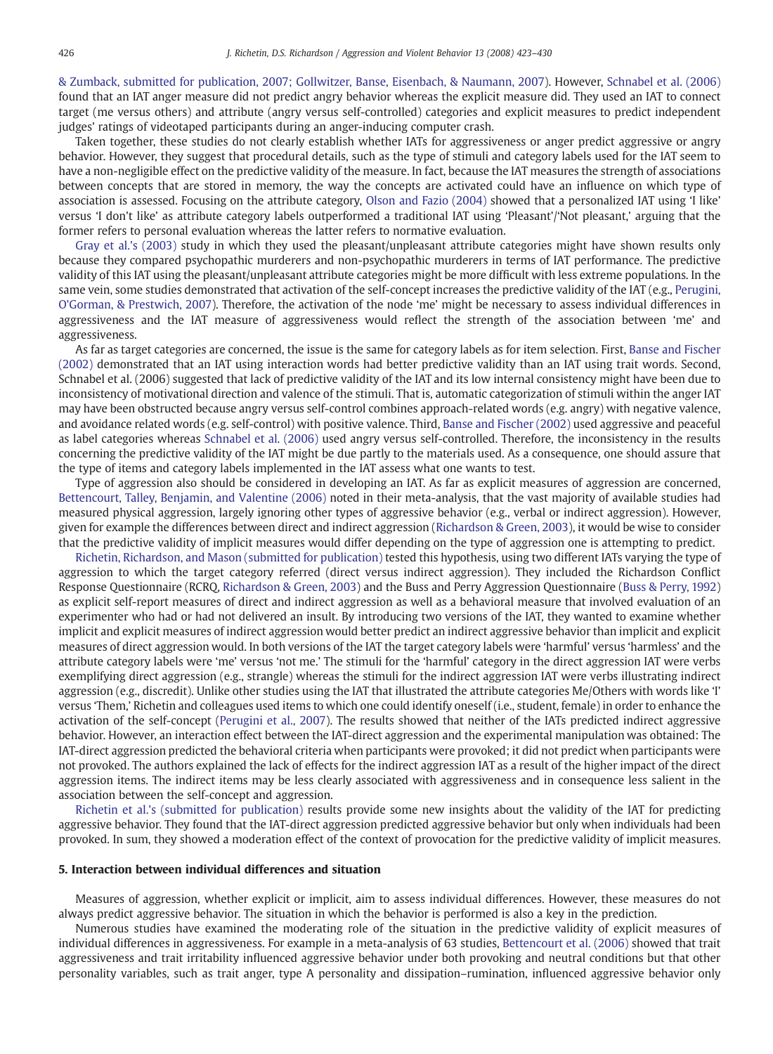& Zumback, submitted for publication, 2007; Gollwitzer, Banse, Eisenbach, & Naumann, 2007). However, Schnabel et al. (2006) found that an IAT anger measure did not predict angry behavior whereas the explicit measure did. They used an IAT to connect target (me versus others) and attribute (angry versus self-controlled) categories and explicit measures to predict independent judges' ratings of videotaped participants during an anger-inducing computer crash.

Taken together, these studies do not clearly establish whether IATs for aggressiveness or anger predict aggressive or angry behavior. However, they suggest that procedural details, such as the type of stimuli and category labels used for the IAT seem to have a non-negligible effect on the predictive validity of the measure. In fact, because the IAT measures the strength of associations between concepts that are stored in memory, the way the concepts are activated could have an influence on which type of association is assessed. Focusing on the attribute category, Olson and Fazio (2004) showed that a personalized IAT using 'I like' versus 'I don't like' as attribute category labels outperformed a traditional IAT using 'Pleasant'/'Not pleasant,' arguing that the former refers to personal evaluation whereas the latter refers to normative evaluation.

Gray et al.'s (2003) study in which they used the pleasant/unpleasant attribute categories might have shown results only because they compared psychopathic murderers and non-psychopathic murderers in terms of IAT performance. The predictive validity of this IAT using the pleasant/unpleasant attribute categories might be more difficult with less extreme populations. In the same vein, some studies demonstrated that activation of the self-concept increases the predictive validity of the IAT (e.g., Perugini, O'Gorman, & Prestwich, 2007). Therefore, the activation of the node 'me' might be necessary to assess individual differences in aggressiveness and the IAT measure of aggressiveness would reflect the strength of the association between 'me' and aggressiveness.

As far as target categories are concerned, the issue is the same for category labels as for item selection. First, Banse and Fischer (2002) demonstrated that an IAT using interaction words had better predictive validity than an IAT using trait words. Second, Schnabel et al. (2006) suggested that lack of predictive validity of the IAT and its low internal consistency might have been due to inconsistency of motivational direction and valence of the stimuli. That is, automatic categorization of stimuli within the anger IAT may have been obstructed because angry versus self-control combines approach-related words (e.g. angry) with negative valence, and avoidance related words (e.g. self-control) with positive valence. Third, Banse and Fischer (2002) used aggressive and peaceful as label categories whereas Schnabel et al. (2006) used angry versus self-controlled. Therefore, the inconsistency in the results concerning the predictive validity of the IAT might be due partly to the materials used. As a consequence, one should assure that the type of items and category labels implemented in the IAT assess what one wants to test.

Type of aggression also should be considered in developing an IAT. As far as explicit measures of aggression are concerned, Bettencourt, Talley, Benjamin, and Valentine (2006) noted in their meta-analysis, that the vast majority of available studies had measured physical aggression, largely ignoring other types of aggressive behavior (e.g., verbal or indirect aggression). However, given for example the differences between direct and indirect aggression (Richardson & Green, 2003), it would be wise to consider that the predictive validity of implicit measures would differ depending on the type of aggression one is attempting to predict.

Richetin, Richardson, and Mason (submitted for publication) tested this hypothesis, using two different IATs varying the type of aggression to which the target category referred (direct versus indirect aggression). They included the Richardson Conflict Response Questionnaire (RCRQ, Richardson & Green, 2003) and the Buss and Perry Aggression Questionnaire (Buss & Perry, 1992) as explicit self-report measures of direct and indirect aggression as well as a behavioral measure that involved evaluation of an experimenter who had or had not delivered an insult. By introducing two versions of the IAT, they wanted to examine whether implicit and explicit measures of indirect aggression would better predict an indirect aggressive behavior than implicit and explicit measures of direct aggression would. In both versions of the IAT the target category labels were 'harmful' versus 'harmless' and the attribute category labels were 'me' versus 'not me.' The stimuli for the 'harmful' category in the direct aggression IAT were verbs exemplifying direct aggression (e.g., strangle) whereas the stimuli for the indirect aggression IAT were verbs illustrating indirect aggression (e.g., discredit). Unlike other studies using the IAT that illustrated the attribute categories Me/Others with words like 'I' versus 'Them,' Richetin and colleagues used items to which one could identify oneself (i.e., student, female) in order to enhance the activation of the self-concept (Perugini et al., 2007). The results showed that neither of the IATs predicted indirect aggressive behavior. However, an interaction effect between the IAT-direct aggression and the experimental manipulation was obtained: The IAT-direct aggression predicted the behavioral criteria when participants were provoked; it did not predict when participants were not provoked. The authors explained the lack of effects for the indirect aggression IAT as a result of the higher impact of the direct aggression items. The indirect items may be less clearly associated with aggressiveness and in consequence less salient in the association between the self-concept and aggression.

Richetin et al.'s (submitted for publication) results provide some new insights about the validity of the IAT for predicting aggressive behavior. They found that the IAT-direct aggression predicted aggressive behavior but only when individuals had been provoked. In sum, they showed a moderation effect of the context of provocation for the predictive validity of implicit measures.

## 5. Interaction between individual differences and situation

Measures of aggression, whether explicit or implicit, aim to assess individual differences. However, these measures do not always predict aggressive behavior. The situation in which the behavior is performed is also a key in the prediction.

Numerous studies have examined the moderating role of the situation in the predictive validity of explicit measures of individual differences in aggressiveness. For example in a meta-analysis of 63 studies, Bettencourt et al. (2006) showed that trait aggressiveness and trait irritability influenced aggressive behavior under both provoking and neutral conditions but that other personality variables, such as trait anger, type A personality and dissipation–rumination, influenced aggressive behavior only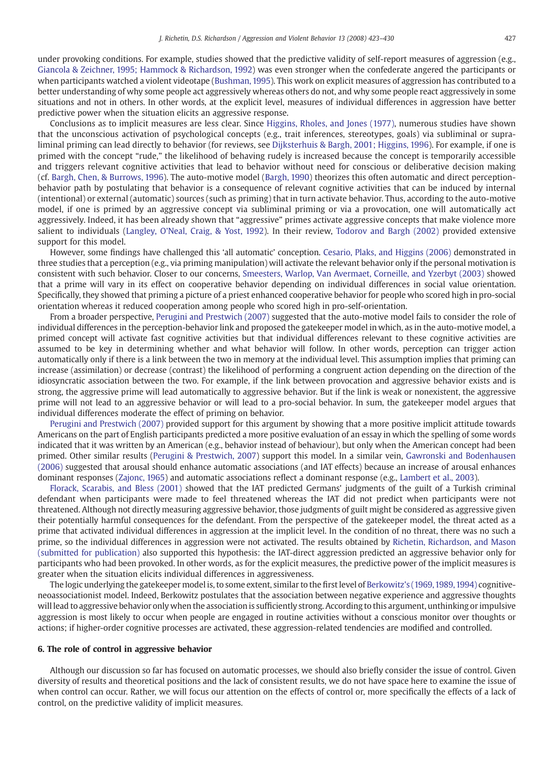under provoking conditions. For example, studies showed that the predictive validity of self-report measures of aggression (e.g., Giancola & Zeichner, 1995; Hammock & Richardson, 1992) was even stronger when the confederate angered the participants or when participants watched a violent videotape (Bushman, 1995). This work on explicit measures of aggression has contributed to a better understanding of why some people act aggressively whereas others do not, and why some people react aggressively in some situations and not in others. In other words, at the explicit level, measures of individual differences in aggression have better predictive power when the situation elicits an aggressive response.

Conclusions as to implicit measures are less clear. Since Higgins, Rholes, and Jones (1977), numerous studies have shown that the unconscious activation of psychological concepts (e.g., trait inferences, stereotypes, goals) via subliminal or supraliminal priming can lead directly to behavior (for reviews, see Dijksterhuis & Bargh, 2001; Higgins, 1996). For example, if one is primed with the concept "rude," the likelihood of behaving rudely is increased because the concept is temporarily accessible and triggers relevant cognitive activities that lead to behavior without need for conscious or deliberative decision making (cf. Bargh, Chen, & Burrows, 1996). The auto-motive model (Bargh, 1990) theorizes this often automatic and direct perception-behavior path by postulating that behavior is a consequence of relevant cognitive activities that can be induced by internal (intentional) or external (automatic) sources (such as priming) that in turn activate behavior. Thus, according to the auto-motive model, if one is primed by an aggressive concept via subliminal priming or via a provocation, one will automatically act aggressively. Indeed, it has been already shown that "aggressive" primes activate aggressive concepts that make violence more salient to individuals (Langley, O'Neal, Craig, & Yost, 1992). In their review, Todorov and Bargh (2002) provided extensive support for this model.

However, some findings have challenged this 'all automatic' conception. Cesario, Plaks, and Higgins (2006) demonstrated in three studies that a perception (e.g., via priming manipulation) will activate the relevant behavior only if the personal motivation is consistent with such behavior. Closer to our concerns, Smeesters, Warlop, Van Avermaet, Corneille, and Yzerbyt (2003) showed that a prime will vary in its effect on cooperative behavior depending on individual differences in social value orientation. Specifically, they showed that priming a picture of a priest enhanced cooperative behavior for people who scored high in pro-social orientation whereas it reduced cooperation among people who scored high in pro-self-orientation.

From a broader perspective, Perugini and Prestwich (2007) suggested that the auto-motive model fails to consider the role of individual differences in the perception-behavior link and proposed the gatekeeper model in which, as in the auto-motive model, a primed concept will activate fast cognitive activities but that individual differences relevant to these cognitive activities are assumed to be key in determining whether and what behavior will follow. In other words, perception can trigger action automatically only if there is a link between the two in memory at the individual level. This assumption implies that priming can increase (assimilation) or decrease (contrast) the likelihood of performing a congruent action depending on the direction of the idiosyncratic association between the two. For example, if the link between provocation and aggressive behavior exists and is strong, the aggressive prime will lead automatically to aggressive behavior. But if the link is weak or nonexistent, the aggressive prime will not lead to an aggressive behavior or will lead to a pro-social behavior. In sum, the gatekeeper model argues that individual differences moderate the effect of priming on behavior.

Perugini and Prestwich (2007) provided support for this argument by showing that a more positive implicit attitude towards Americans on the part of English participants predicted a more positive evaluation of an essay in which the spelling of some words indicated that it was written by an American (e.g., behavior instead of behaviour), but only when the American concept had been primed. Other similar results (Perugini & Prestwich, 2007) support this model. In a similar vein, Gawronski and Bodenhausen (2006) suggested that arousal should enhance automatic associations (and IAT effects) because an increase of arousal enhances dominant responses (Zajonc, 1965) and automatic associations reflect a dominant response (e.g., Lambert et al., 2003).

Florack, Scarabis, and Bless (2001) showed that the IAT predicted Germans' judgments of the guilt of a Turkish criminal defendant when participants were made to feel threatened whereas the IAT did not predict when participants were not threatened. Although not directly measuring aggressive behavior, those judgments of guilt might be considered as aggressive given their potentially harmful consequences for the defendant. From the perspective of the gatekeeper model, the threat acted as a prime that activated individual differences in aggression at the implicit level. In the condition of no threat, there was no such a prime, so the individual differences in aggression were not activated. The results obtained by Richetin, Richardson, and Mason (submitted for publication) also supported this hypothesis: the IAT-direct aggression predicted an aggressive behavior only for participants who had been provoked. In other words, as for the explicit measures, the predictive power of the implicit measures is greater when the situation elicits individual differences in aggressiveness.

The logic underlying the gatekeeper model is, to some extent, similar to the first level of Berkowitz's (1969, 1989, 1994) cognitive-neoassociationist model. Indeed, Berkowitz postulates that the association between negative experience and aggressive thoughts will lead to aggressive behavior only when the association is sufficiently strong. According to this argument, unthinking or impulsive aggression is most likely to occur when people are engaged in routine activities without a conscious monitor over thoughts or actions; if higher-order cognitive processes are activated, these aggression-related tendencies are modified and controlled.

## 6. The role of control in aggressive behavior

Although our discussion so far has focused on automatic processes, we should also briefly consider the issue of control. Given diversity of results and theoretical positions and the lack of consistent results, we do not have space here to examine the issue of when control can occur. Rather, we will focus our attention on the effects of control or, more specifically the effects of a lack of control, on the predictive validity of implicit measures.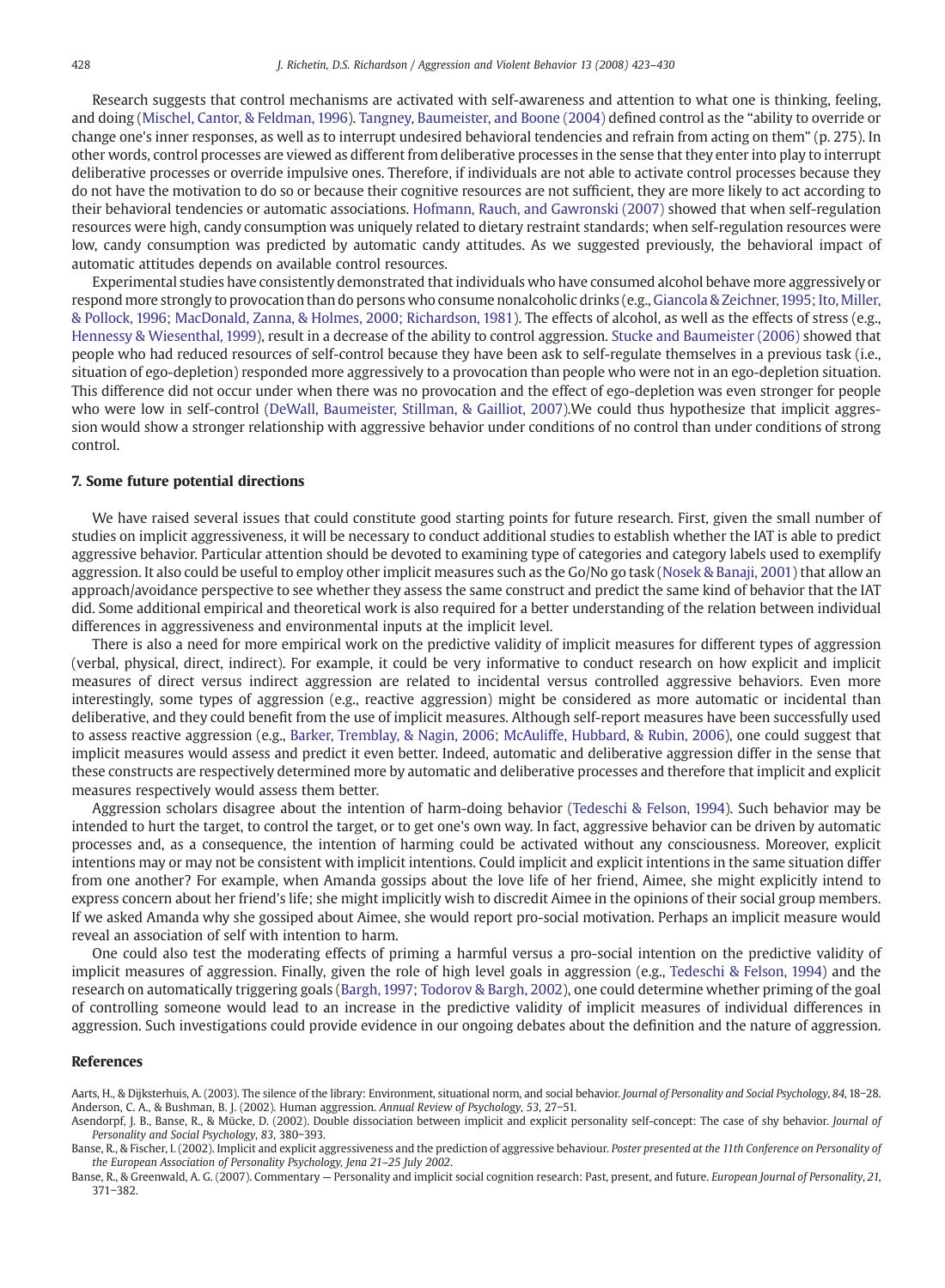Research suggests that control mechanisms are activated with self-awareness and attention to what one is thinking, feeling, and doing (Mischel, Cantor, & Feldman, 1996). Tangney, Baumeister, and Boone (2004) defined control as the "ability to override or change one's inner responses, as well as to interrupt undesired behavioral tendencies and refrain from acting on them" (p. 275). In other words, control processes are viewed as different from deliberative processes in the sense that they enter into play to interrupt deliberative processes or override impulsive ones. Therefore, if individuals are not able to activate control processes because they do not have the motivation to do so or because their cognitive resources are not sufficient, they are more likely to act according to their behavioral tendencies or automatic associations. Hofmann, Rauch, and Gawronski (2007) showed that when self-regulation resources were high, candy consumption was uniquely related to dietary restraint standards; when self-regulation resources were low, candy consumption was predicted by automatic candy attitudes. As we suggested previously, the behavioral impact of automatic attitudes depends on available control resources.

Experimental studies have consistently demonstrated that individuals who have consumed alcohol behave more aggressively or respond more strongly to provocation than do persons who consume nonalcoholic drinks (e.g., Giancola & Zeichner, 1995; Ito, Miller, & Pollock, 1996; MacDonald, Zanna, & Holmes, 2000; Richardson, 1981). The effects of alcohol, as well as the effects of stress (e.g., Hennessy & Wiesenthal, 1999), result in a decrease of the ability to control aggression. Stucke and Baumeister (2006) showed that people who had reduced resources of self-control because they have been ask to self-regulate themselves in a previous task (i.e., situation of ego-depletion) responded more aggressively to a provocation than people who were not in an ego-depletion situation. This difference did not occur under when there was no provocation and the effect of ego-depletion was even stronger for people who were low in self-control (DeWall, Baumeister, Stillman, & Gailliot, 2007).We could thus hypothesize that implicit aggression would show a stronger relationship with aggressive behavior under conditions of no control than under conditions of strong control.

## 7. Some future potential directions

We have raised several issues that could constitute good starting points for future research. First, given the small number of studies on implicit aggressiveness, it will be necessary to conduct additional studies to establish whether the IAT is able to predict aggressive behavior. Particular attention should be devoted to examining type of categories and category labels used to exemplify aggression. It also could be useful to employ other implicit measures such as the Go/No go task (Nosek & Banaji, 2001) that allow an approach/avoidance perspective to see whether they assess the same construct and predict the same kind of behavior that the IAT did. Some additional empirical and theoretical work is also required for a better understanding of the relation between individual differences in aggressiveness and environmental inputs at the implicit level.

There is also a need for more empirical work on the predictive validity of implicit measures for different types of aggression (verbal, physical, direct, indirect). For example, it could be very informative to conduct research on how explicit and implicit measures of direct versus indirect aggression are related to incidental versus controlled aggressive behaviors. Even more interestingly, some types of aggression (e.g., reactive aggression) might be considered as more automatic or incidental than deliberative, and they could benefit from the use of implicit measures. Although self-report measures have been successfully used to assess reactive aggression (e.g., Barker, Tremblay, & Nagin, 2006; McAuliffe, Hubbard, & Rubin, 2006), one could suggest that implicit measures would assess and predict it even better. Indeed, automatic and deliberative aggression differ in the sense that these constructs are respectively determined more by automatic and deliberative processes and therefore that implicit and explicit measures respectively would assess them better.

Aggression scholars disagree about the intention of harm-doing behavior (Tedeschi & Felson, 1994). Such behavior may be intended to hurt the target, to control the target, or to get one's own way. In fact, aggressive behavior can be driven by automatic processes and, as a consequence, the intention of harming could be activated without any consciousness. Moreover, explicit intentions may or may not be consistent with implicit intentions. Could implicit and explicit intentions in the same situation differ from one another? For example, when Amanda gossips about the love life of her friend, Aimee, she might explicitly intend to express concern about her friend's life; she might implicitly wish to discredit Aimee in the opinions of their social group members. If we asked Amanda why she gossiped about Aimee, she would report pro-social motivation. Perhaps an implicit measure would reveal an association of self with intention to harm.

One could also test the moderating effects of priming a harmful versus a pro-social intention on the predictive validity of implicit measures of aggression. Finally, given the role of high level goals in aggression (e.g., Tedeschi & Felson, 1994) and the research on automatically triggering goals (Bargh, 1997; Todorov & Bargh, 2002), one could determine whether priming of the goal of controlling someone would lead to an increase in the predictive validity of implicit measures of individual differences in aggression. Such investigations could provide evidence in our ongoing debates about the definition and the nature of aggression.

## References

Aarts, H., & Dijksterhuis, A. (2003). The silence of the library: Environment, situational norm, and social behavior. *Journal of Personality and Social Psychology*, *84*, 18−28.

Anderson, C. A., & Bushman, B. J. (2002). Human aggression. *Annual Review of Psychology*, *53*, 27−51.

Asendorpf, J. B., Banse, R., & Mücke, D. (2002). Double dissociation between implicit and explicit personality self-concept: The case of shy behavior. *Journal of Personality and Social Psychology*, *83*, 380−393.

Banse, R., & Fischer, I. (2002). Implicit and explicit aggressiveness and the prediction of aggressive behaviour. *Poster presented at the 11th Conference on Personality of the European Association of Personality Psychology, Jena 21–25 July 2002*.

Banse, R., & Greenwald, A. G. (2007). Commentary — Personality and implicit social cognition research: Past, present, and future. *European Journal of Personality*, *21*, 371−382.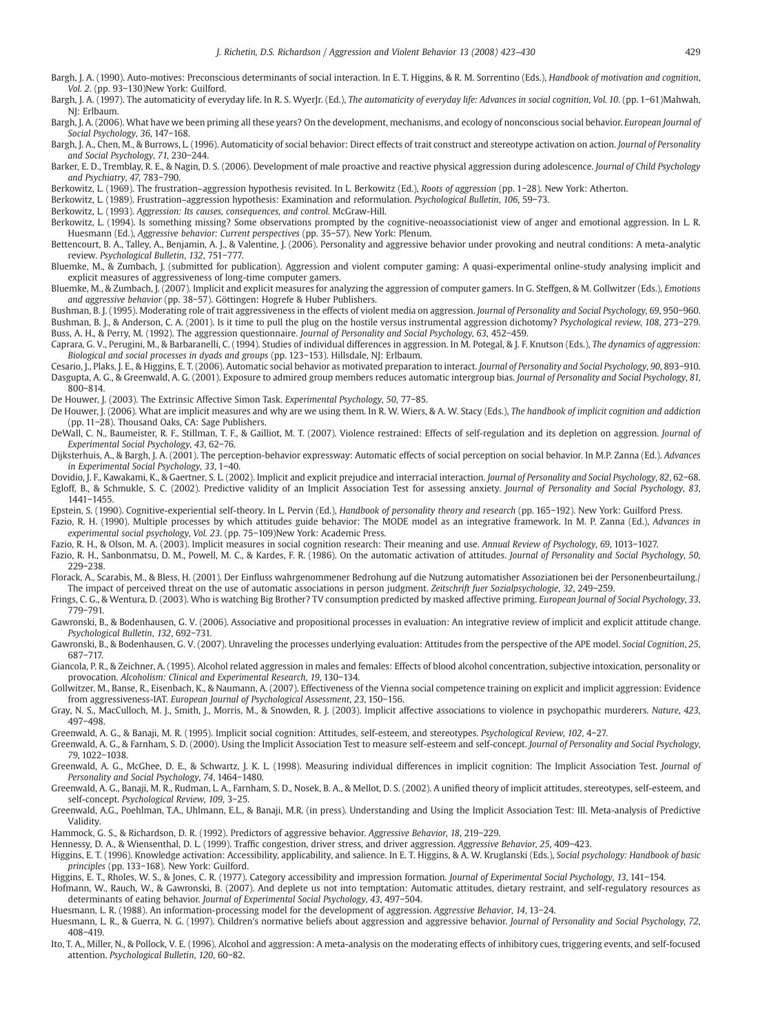Bargh, J. A. (1990). Auto-motives: Preconscious determinants of social interaction. In E. T. Higgins, & R. M. Sorrentino (Eds.), *Handbook of motivation and cognition*, *Vol. 2*. (pp. 93–130)New York: Guilford.

Bargh, J. A. (1997). The automaticity of everyday life. In R. S. WyerJr. (Ed.), *The automaticity of everyday life: Advances in social cognition*, *Vol. 10*. (pp. 1–61)Mahwah, NJ: Erlbaum.

Bargh, J. A. (2006). What have we been priming all these years? On the development, mechanisms, and ecology of nonconscious social behavior. *European Journal of Social Psychology*, *36*, 147–168.

Bargh, J. A., Chen, M., & Burrows, L. (1996). Automaticity of social behavior: Direct effects of trait construct and stereotype activation on action. *Journal of Personality and Social Psychology*, *71*, 230–244.

Barker, E. D., Tremblay, R. E., & Nagin, D. S. (2006). Development of male proactive and reactive physical aggression during adolescence. *Journal of Child Psychology and Psychiatry*, *47*, 783–790.

Berkowitz, L. (1969). The frustration–aggression hypothesis revisited. In L. Berkowitz (Ed.), *Roots of aggression* (pp. 1–28). New York: Atherton.

Berkowitz, L. (1989). Frustration–aggression hypothesis: Examination and reformulation. *Psychological Bulletin*, *106*, 59–73.

Berkowitz, L. (1993). *Aggression: Its causes, consequences, and control.* McGraw-Hill.

Berkowitz, L. (1994). Is something missing? Some observations prompted by the cognitive-neoassociationist view of anger and emotional aggression. In L. R. Huesmann (Ed.), *Aggressive behavior: Current perspectives* (pp. 35–57). New York: Plenum.

Bettencourt, B. A., Talley, A., Benjamin, A. J., & Valentine, J. (2006). Personality and aggressive behavior under provoking and neutral conditions: A meta-analytic review. *Psychological Bulletin*, *132*, 751–777.

Bluemke, M., & Zumbach, J. (submitted for publication). Aggression and violent computer gaming: A quasi-experimental online-study analysing implicit and explicit measures of aggressiveness of long-time computer gamers.

Bluemke, M., & Zumbach, J. (2007). Implicit and explicit measures for analyzing the aggression of computer gamers. In G. Steffgen, & M. Gollwitzer (Eds.), *Emotions and aggressive behavior* (pp. 38–57). Göttingen: Hogrefe & Huber Publishers.

Bushman, B. J. (1995). Moderating role of trait aggressiveness in the effects of violent media on aggression. *Journal of Personality and Social Psychology*, *69*, 950–960.

Bushman, B. J., & Anderson, C. A. (2001). Is it time to pull the plug on the hostile versus instrumental aggression dichotomy? *Psychological review*, *108*, 273–279.

Buss, A. H., & Perry, M. (1992). The aggression questionnaire. *Journal of Personality and Social Psychology*, *63*, 452–459.

Caprara, G. V., Perugini, M., & Barbaranelli, C. (1994). Studies of individual differences in aggression. In M. Potegal, & J. F. Knutson (Eds.), *The dynamics of aggression: Biological and social processes in dyads and groups* (pp. 123–153). Hillsdale, NJ: Erlbaum.

Cesario, J., Plaks, J. E., & Higgins, E. T. (2006). Automatic social behavior as motivated preparation to interact. *Journal of Personality and Social Psychology*, *90*, 893–910.

Dasgupta, A. G., & Greenwald, A. G. (2001). Exposure to admired group members reduces automatic intergroup bias. *Journal of Personality and Social Psychology*, *81*, 800–814.

De Houwer, J. (2003). The Extrinsic Affective Simon Task. *Experimental Psychology*, *50*, 77–85.

De Houwer, J. (2006). What are implicit measures and why are we using them. In R. W. Wiers, & A. W. Stacy (Eds.), *The handbook of implicit cognition and addiction* (pp. 11–28). Thousand Oaks, CA: Sage Publishers.

DeWall, C. N., Baumeister, R. F., Stillman, T. F., & Gailliot, M. T. (2007). Violence restrained: Effects of self-regulation and its depletion on aggression. *Journal of Experimental Social Psychology*, *43*, 62–76.

Dijksterhuis, A., & Bargh, J. A. (2001). The perception-behavior expressway: Automatic effects of social perception on social behavior. In M.P. Zanna (Ed.). *Advances in Experimental Social Psychology*, *33*, 1–40.

Dovidio, J. F., Kawakami, K., & Gaertner, S. L. (2002). Implicit and explicit prejudice and interracial interaction. *Journal of Personality and Social Psychology*, *82*, 62–68.

Egloff, B., & Schmukle, S. C. (2002). Predictive validity of an Implicit Association Test for assessing anxiety. *Journal of Personality and Social Psychology*, *83*, 1441–1455.

Epstein, S. (1990). Cognitive-experiential self-theory. In L. Pervin (Ed.), *Handbook of personality theory and research* (pp. 165–192). New York: Guilford Press.

Fazio, R. H. (1990). Multiple processes by which attitudes guide behavior: The MODE model as an integrative framework. In M. P. Zanna (Ed.), *Advances in experimental social psychology*, *Vol. 23*. (pp. 75–109)New York: Academic Press.

Fazio, R. H., & Olson, M. A. (2003). Implicit measures in social cognition research: Their meaning and use. *Annual Review of Psychology*, *69*, 1013–1027.

Fazio, R. H., Sanbonmatsu, D. M., Powell, M. C., & Kardes, F. R. (1986). On the automatic activation of attitudes. *Journal of Personality and Social Psychology*, *50*, 229–238.

Florack, A., Scarabis, M., & Bless, H. (2001). Der Einfluss wahrgenommener Bedrohung auf die Nutzung automatisher Assoziationen bei der Personenbeurteilung./ The impact of perceived threat on the use of automatic associations in person judgment. *Zeitschrift fuer Sozialpsychologie*, *32*, 249–259.

Frings, C. G., & Wentura, D. (2003). Who is watching Big Brother? TV consumption predicted by masked affective priming. *European Journal of Social Psychology*, *33*, 779–791.

Gawronski, B., & Bodenhausen, G. V. (2006). Associative and propositional processes in evaluation: An integrative review of implicit and explicit attitude change. *Psychological Bulletin*, *132*, 692–731.

Gawronski, B., & Bodenhausen, G. V. (2007). Unraveling the processes underlying evaluation: Attitudes from the perspective of the APE model. *Social Cognition*, *25*, 687–717.

Giancola, P. R., & Zeichner, A. (1995). Alcohol related aggression in males and females: Effects of blood alcohol concentration, subjective intoxication, personality or provocation. *Alcoholism: Clinical and Experimental Research*, *19*, 130–134.

Gollwitzer, M., Banse, R., Eisenbach, K., & Naumann, A. (2007). Effectiveness of the Vienna social competence training on explicit and implicit aggression: Evidence from aggressiveness-IAT. *European Journal of Psychological Assessment*, *23*, 150–156.

Gray, N. S., MacCulloch, M. J., Smith, J., Morris, M., & Snowden, R. J. (2003). Implicit affective associations to violence in psychopathic murderers. *Nature*, *423*, 497–498.

Greenwald, A. G., & Banaji, M. R. (1995). Implicit social cognition: Attitudes, self-esteem, and stereotypes. *Psychological Review*, *102*, 4–27.

Greenwald, A. G., & Farnham, S. D. (2000). Using the Implicit Association Test to measure self-esteem and self-concept. *Journal of Personality and Social Psychology*, *79*, 1022–1038.

Greenwald, A. G., McGhee, D. E., & Schwartz, J. K. L. (1998). Measuring individual differences in implicit cognition: The Implicit Association Test. *Journal of Personality and Social Psychology*, *74*, 1464–1480.

Greenwald, A. G., Banaji, M. R., Rudman, L. A., Farnham, S. D., Nosek, B. A., & Mellot, D. S. (2002). A unified theory of implicit attitudes, stereotypes, self-esteem, and self-concept. *Psychological Review*, *109*, 3–25.

Greenwald, A.G., Poehlman, T.A., Uhlmann, E.L., & Banaji, M.R. (in press). Understanding and Using the Implicit Association Test: III. Meta-analysis of Predictive Validity.

Hammock, G. S., & Richardson, D. R. (1992). Predictors of aggressive behavior. *Aggressive Behavior*, *18*, 219–229.

Hennessy, D. A., & Wiesenthal, D. L. (1999). Traffic congestion, driver stress, and driver aggression. *Aggressive Behavior*, *25*, 409–423.

Higgins, E. T. (1996). Knowledge activation: Accessibility, applicability, and salience. In E. T. Higgins, & A. W. Kruglanski (Eds.), *Social psychology: Handbook of basic principles* (pp. 133–168). New York: Guilford.

Higgins, E. T., Rholes, W. S., & Jones, C. R. (1977). Category accessibility and impression formation. *Journal of Experimental Social Psychology*, *13*, 141–154.

Hofmann, W., Rauch, W., & Gawronski, B. (2007). And deplete us not into temptation: Automatic attitudes, dietary restraint, and self-regulatory resources as determinants of eating behavior. *Journal of Experimental Social Psychology*, *43*, 497–504.

Huesmann, L. R. (1988). An information-processing model for the development of aggression. *Aggressive Behavior*, *14*, 13–24.

Huesmann, L. R., & Guerra, N. G. (1997). Children's normative beliefs about aggression and aggressive behavior. *Journal of Personality and Social Psychology*, *72*, 408–419.

Ito, T. A., Miller, N., & Pollock, V. E. (1996). Alcohol and aggression: A meta-analysis on the moderating effects of inhibitory cues, triggering events, and self-focused attention. *Psychological Bulletin*, *120*, 60–82.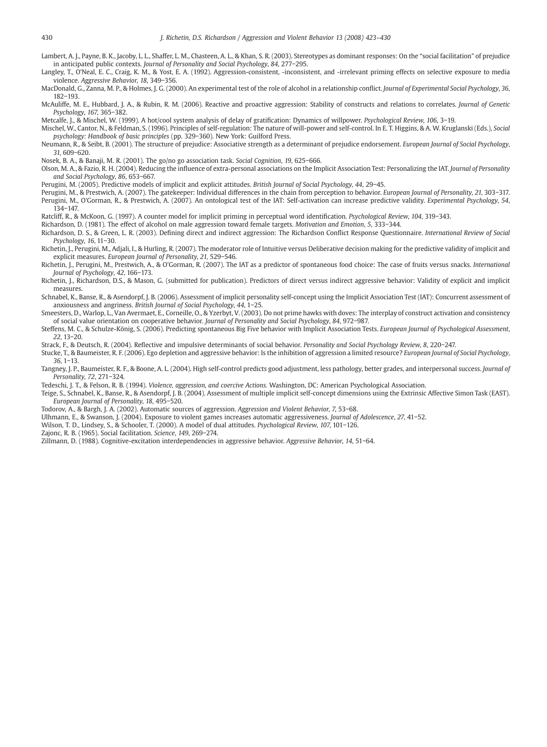Lambert, A. J., Payne, B. K., Jacoby, L. L., Shaffer, L. M., Chasteen, A. L., & Khan, S. R. (2003). Stereotypes as dominant responses: On the "social facilitation" of prejudice in anticipated public contexts. *Journal of Personality and Social Psychology*, *84*, 277−295.

Langley, T., O'Neal, E. C., Craig, K. M., & Yost, E. A. (1992). Aggression-consistent, -inconsistent, and -irrelevant priming effects on selective exposure to media violence. *Aggressive Behavior*, *18*, 349−356.

MacDonald, G., Zanna, M. P., & Holmes, J. G. (2000). An experimental test of the role of alcohol in a relationship conflict. *Journal of Experimental Social Psychology*, *36*, 182−193.

McAuliffe, M. E., Hubbard, J. A., & Rubin, R. M. (2006). Reactive and proactive aggression: Stability of constructs and relations to correlates. *Journal of Genetic Psychology*, *167*, 365−382.

Metcalfe, J., & Mischel, W. (1999). A hot/cool system analysis of delay of gratification: Dynamics of willpower. *Psychological Review*, *106*, 3−19.

Mischel, W., Cantor, N., & Feldman, S. (1996). Principles of self-regulation: The nature of will-power and self-control. In E. T. Higgins, & A. W. Kruglanski (Eds.), *Social psychology: Handbook of basic principles* (pp. 329−360). New York: Guilford Press.

Neumann, R., & Seibt, B. (2001). The structure of prejudice: Associative strength as a determinant of prejudice endorsement. *European Journal of Social Psychology*, *31*, 609−620.

Nosek, B. A., & Banaji, M. R. (2001). The go/no go association task. *Social Cognition*, *19*, 625−666.

Olson, M. A., & Fazio, R. H. (2004). Reducing the influence of extra-personal associations on the Implicit Association Test: Personalizing the IAT. *Journal of Personality and Social Psychology*, *86*, 653−667.

Perugini, M. (2005). Predictive models of implicit and explicit attitudes. *British Journal of Social Psychology*, *44*, 29−45.

Perugini, M., & Prestwich, A. (2007). The gatekeeper: Individual differences in the chain from perception to behavior. *European Journal of Personality*, *21*, 303−317.

Perugini, M., O'Gorman, R., & Prestwich, A. (2007). An ontological test of the IAT: Self-activation can increase predictive validity. *Experimental Psychology*, *54*, 134−147.

Ratcliff, R., & McKoon, G. (1997). A counter model for implicit priming in perceptual word identification. *Psychological Review*, *104*, 319−343.

Richardson, D. (1981). The effect of alcohol on male aggression toward female targets. *Motivation and Emotion*, *5*, 333−344.

Richardson, D. S., & Green, L. R. (2003). Defining direct and indirect aggression: The Richardson Conflict Response Questionnaire. *International Review of Social Psychology*, *16*, 11−30.

Richetin, J., Perugini, M., Adjali, I., & Hurling, R. (2007). The moderator role of Intuitive versus Deliberative decision making for the predictive validity of implicit and explicit measures. *European Journal of Personality*, *21*, 529−546.

Richetin, J., Perugini, M., Prestwich, A., & O'Gorman, R. (2007). The IAT as a predictor of spontaneous food choice: The case of fruits versus snacks. *International Journal of Psychology*, *42*, 166−173.

Richetin, J., Richardson, D.S., & Mason, G. (submitted for publication). Predictors of direct versus indirect aggressive behavior: Validity of explicit and implicit measures.

Schnabel, K., Banse, R., & Asendorpf, J. B. (2006). Assessment of implicit personality self-concept using the Implicit Association Test (IAT): Concurrent assessment of anxiousness and angriness. *British Journal of Social Psychology*, *44*, 1−25.

Smeesters, D., Warlop, L., Van Avermaet, E., Corneille, O., & Yzerbyt, V. (2003). Do not prime hawks with doves: The interplay of construct activation and consistency of social value orientation on cooperative behavior. *Journal of Personality and Social Psychology*, *84*, 972−987.

Steffens, M. C., & Schulze-König, S. (2006). Predicting spontaneous Big Five behavior with Implicit Association Tests. *European Journal of Psychological Assessment*, *22*, 13−20.

Strack, F., & Deutsch, R. (2004). Reflective and impulsive determinants of social behavior. *Personality and Social Psychology Review*, *8*, 220−247.

Stucke, T., & Baumeister, R. F. (2006). Ego depletion and aggressive behavior: Is the inhibition of aggression a limited resource? *European Journal of Social Psychology*, *36*, 1−13.

Tangney, J. P., Baumeister, R. F., & Boone, A. L. (2004). High self-control predicts good adjustment, less pathology, better grades, and interpersonal success. *Journal of Personality*, *72*, 271−324.

Tedeschi, J. T., & Felson, R. B. (1994). *Violence, aggression, and coercive Actions.* Washington, DC: American Psychological Association.

Teige, S., Schnabel, K., Banse, R., & Asendorpf, J. B. (2004). Assessment of multiple implicit self-concept dimensions using the Extrinsic Affective Simon Task (EAST). *European Journal of Personality*, *18*, 495−520.

Todorov, A., & Bargh, J. A. (2002). Automatic sources of aggression. *Aggression and Violent Behavior*, *7*, 53−68.

Ulhmann, E., & Swanson, J. (2004). Exposure to violent games increases automatic aggressiveness. *Journal of Adolescence*, *27*, 41−52.

Wilson, T. D., Lindsey, S., & Schooler, T. (2000). A model of dual attitudes. *Psychological Review*, *107*, 101−126.

Zajonc, R. B. (1965). Social facilitation. *Science*, *149*, 269−274.

Zillmann, D. (1988). Cognitive-excitation interdependencies in aggressive behavior. *Aggressive Behavior*, *14*, 51−64.